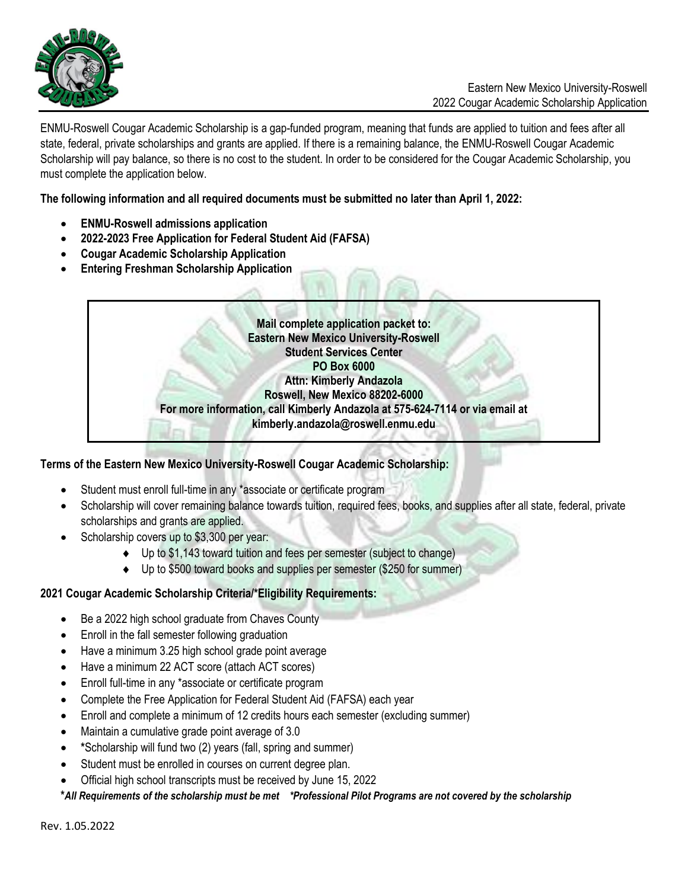Eastern New Mexico University-Roswell
2022 Cougar Academic Scholarship Application

ENMU-Roswell Cougar Academic Scholarship is a gap-funded program, meaning that funds are applied to tuition and fees after all state, federal, private scholarships and grants are applied. If there is a remaining balance, the ENMU-Roswell Cougar Academic Scholarship will pay balance, so there is no cost to the student. In order to be considered for the Cougar Academic Scholarship, you must complete the application below.

**The following information and all required documents must be submitted no later than April 1, 2022:**

- **ENMU-Roswell admissions application**
- **2022-2023 Free Application for Federal Student Aid (FAFSA)**
- **Cougar Academic Scholarship Application**
- **Entering Freshman Scholarship Application**

**Mail complete application packet to:**
**Eastern New Mexico University-Roswell**
**Student Services Center**
**PO Box 6000**
**Attn: Kimberly Andazola**
**Roswell, New Mexico 88202-6000**
**For more information, call Kimberly Andazola at 575-624-7114 or via email at kimberly.andazola@roswell.enmu.edu**

**Terms of the Eastern New Mexico University-Roswell Cougar Academic Scholarship:**

- Student must enroll full-time in any *associate or certificate program
- Scholarship will cover remaining balance towards tuition, required fees, books, and supplies after all state, federal, private scholarships and grants are applied.
- Scholarship covers up to $3,300 per year:
  - Up to $1,143 toward tuition and fees per semester (subject to change)
  - Up to $500 toward books and supplies per semester ($250 for summer)

**2021 Cougar Academic Scholarship Criteria/*Eligibility Requirements:**

- Be a 2022 high school graduate from Chaves County
- Enroll in the fall semester following graduation
- Have a minimum 3.25 high school grade point average
- Have a minimum 22 ACT score (attach ACT scores)
- Enroll full-time in any *associate or certificate program
- Complete the Free Application for Federal Student Aid (FAFSA) each year
- Enroll and complete a minimum of 12 credits hours each semester (excluding summer)
- Maintain a cumulative grade point average of 3.0
- *Scholarship will fund two (2) years (fall, spring and summer)
- Student must be enrolled in courses on current degree plan.
- Official high school transcripts must be received by June 15, 2022

***All Requirements of the scholarship must be met &nbsp;&nbsp; *Professional Pilot Programs are not covered by the scholarship***

Rev. 1.05.2022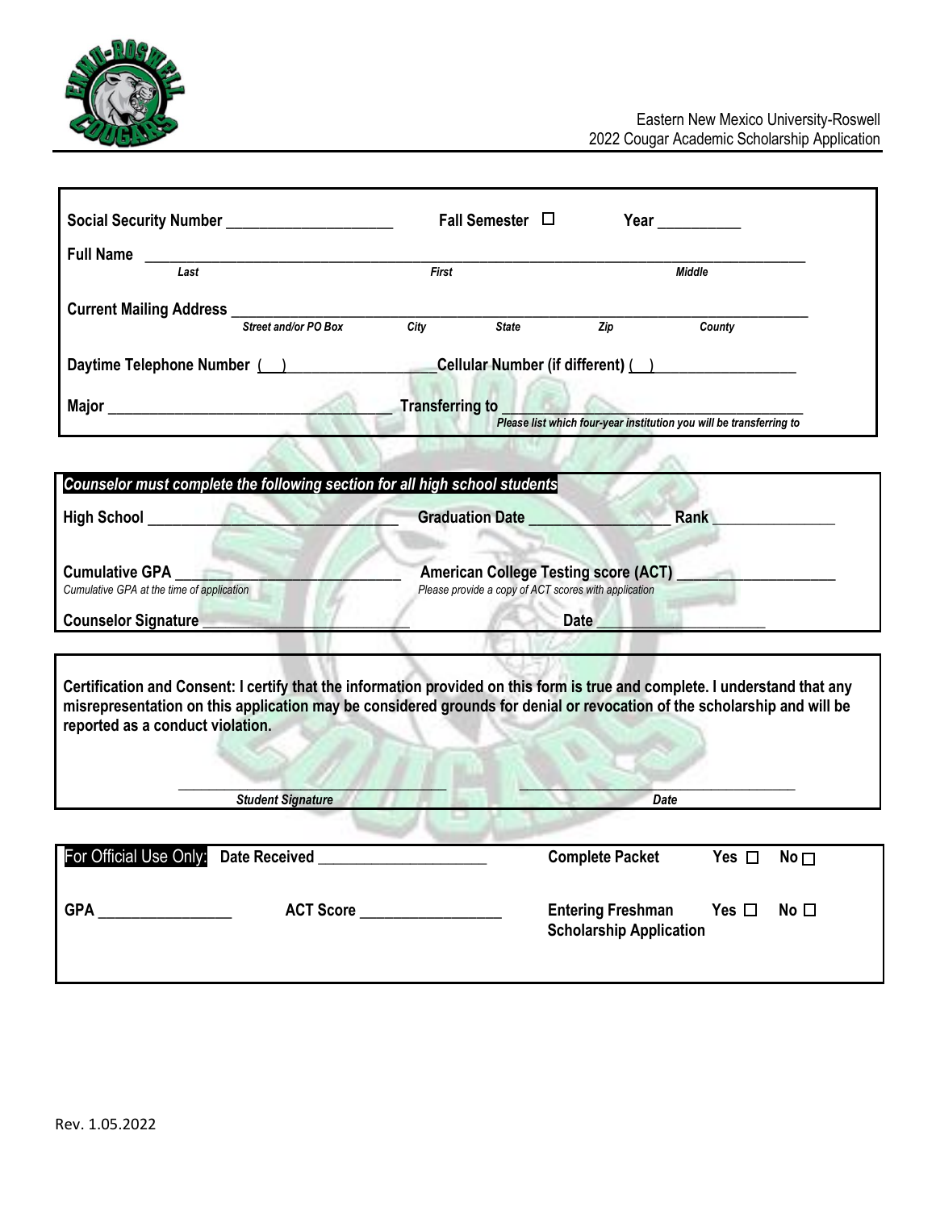Eastern New Mexico University-Roswell
2022 Cougar Academic Scholarship Application

**Social Security Number** ____________________ **Fall Semester** ☐ **Year** __________

**Full Name** ______________________________________________________________________
*Last* *First* *Middle*

**Current Mailing Address** _____________________________________________________________
*Street and/or PO Box* *City* *State* *Zip* *County*

**Daytime Telephone Number** ( ) ________________ **Cellular Number (if different)** ( ) ________________

**Major** ________________________________ **Transferring to** ______________________________
*Please list which four-year institution you will be transferring to*

***Counselor must complete the following section for all high school students***

**High School** ____________________________ **Graduation Date** ________________ **Rank** ______________

**Cumulative GPA** ________________________ **American College Testing score (ACT)** __________________
*Cumulative GPA at the time of application* *Please provide a copy of ACT scores with application*

**Counselor Signature** _______________________ **Date** ____________________

**Certification and Consent: I certify that the information provided on this form is true and complete. I understand that any misrepresentation on this application may be considered grounds for denial or revocation of the scholarship and will be reported as a conduct violation.**

________________________________ ________________________________
*Student Signature* *Date*

For Official Use Only: **Date Received** ____________________ **Complete Packet** **Yes** ☐ **No** ☐

**GPA** ________________ **ACT Score** ________________ **Entering Freshman Scholarship Application** **Yes** ☐ **No** ☐

Rev. 1.05.2022